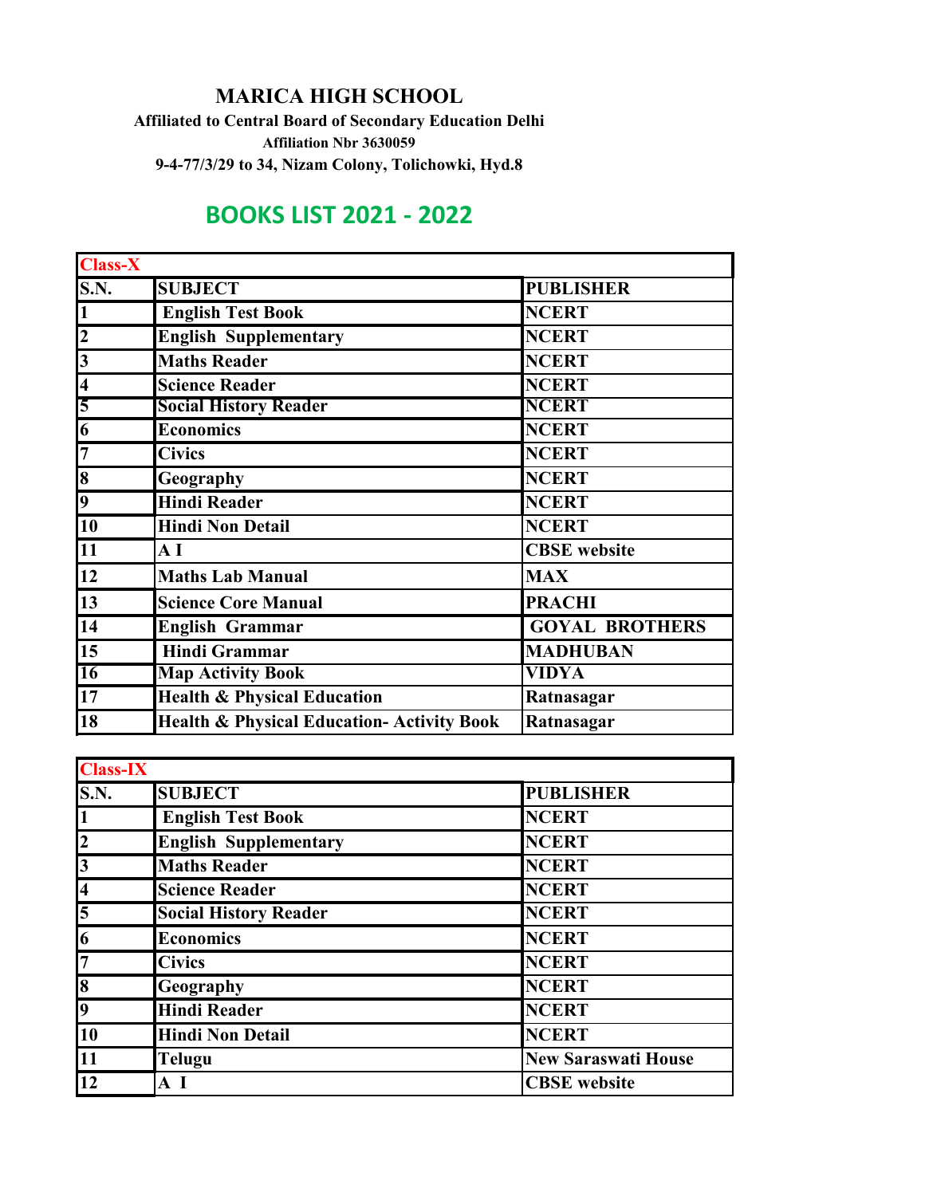# MARICA HIGH SCHOOL

**Affiliated to Central Board of Secondary Education Delhi**

**Affiliation Nbr 3630059**

**9-4-77/3/29 to 34, Nizam Colony, Tolichowki, Hyd.8**

## BOOKS LIST 2021 - 2022

| Class-X | | |
|---|---|---|
| **S.N.** | **SUBJECT** | **PUBLISHER** |
| 1 | English Test Book | NCERT |
| 2 | English Supplementary | NCERT |
| 3 | Maths Reader | NCERT |
| 4 | Science Reader | NCERT |
| 5 | Social History Reader | NCERT |
| 6 | Economics | NCERT |
| 7 | Civics | NCERT |
| 8 | Geography | NCERT |
| 9 | Hindi Reader | NCERT |
| 10 | Hindi Non Detail | NCERT |
| 11 | A I | CBSE website |
| 12 | Maths Lab Manual | MAX |
| 13 | Science Core Manual | PRACHI |
| 14 | English Grammar | GOYAL BROTHERS |
| 15 | Hindi Grammar | MADHUBAN |
| 16 | Map Activity Book | VIDYA |
| 17 | Health & Physical Education | Ratnasagar |
| 18 | Health & Physical Education- Activity Book | Ratnasagar |

| Class-IX | | |
|---|---|---|
| **S.N.** | **SUBJECT** | **PUBLISHER** |
| 1 | English Test Book | NCERT |
| 2 | English Supplementary | NCERT |
| 3 | Maths Reader | NCERT |
| 4 | Science Reader | NCERT |
| 5 | Social History Reader | NCERT |
| 6 | Economics | NCERT |
| 7 | Civics | NCERT |
| 8 | Geography | NCERT |
| 9 | Hindi Reader | NCERT |
| 10 | Hindi Non Detail | NCERT |
| 11 | Telugu | New Saraswati House |
| 12 | A I | CBSE website |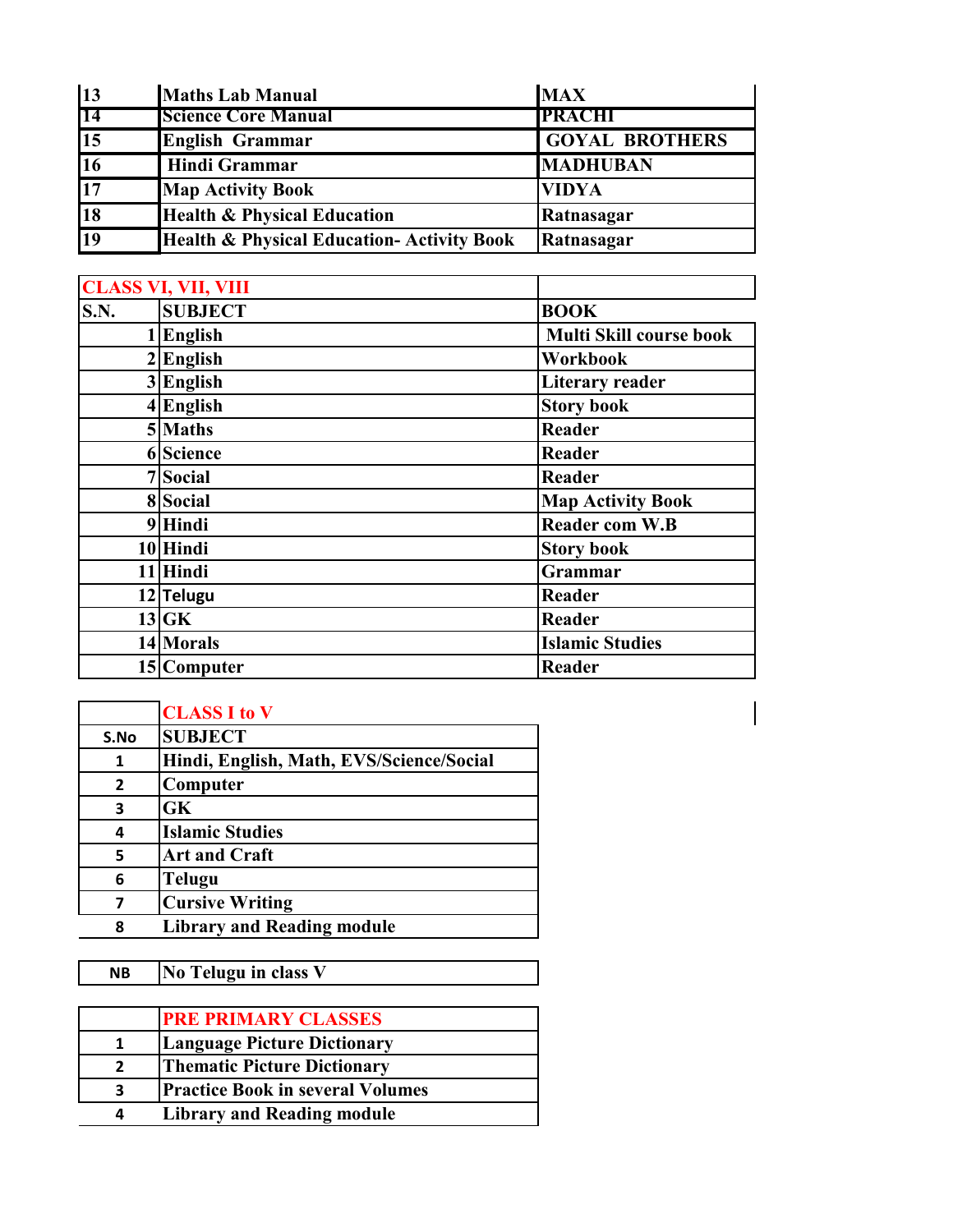| | | |
|---|---|---|
| 13 | Maths Lab Manual | MAX |
| 14 | Science Core Manual | PRACHI |
| 15 | English Grammar | GOYAL BROTHERS |
| 16 | Hindi Grammar | MADHUBAN |
| 17 | Map Activity Book | VIDYA |
| 18 | Health & Physical Education | Ratnasagar |
| 19 | Health & Physical Education- Activity Book | Ratnasagar |

| CLASS VI, VII, VIII | | |
|---|---|---|
| S.N. | SUBJECT | BOOK |
| 1 | English | Multi Skill course book |
| 2 | English | Workbook |
| 3 | English | Literary reader |
| 4 | English | Story book |
| 5 | Maths | Reader |
| 6 | Science | Reader |
| 7 | Social | Reader |
| 8 | Social | Map Activity Book |
| 9 | Hindi | Reader com W.B |
| 10 | Hindi | Story book |
| 11 | Hindi | Grammar |
| 12 | Telugu | Reader |
| 13 | GK | Reader |
| 14 | Morals | Islamic Studies |
| 15 | Computer | Reader |

| | CLASS I to V |
|---|---|
| S.No | SUBJECT |
| 1 | Hindi, English, Math, EVS/Science/Social |
| 2 | Computer |
| 3 | GK |
| 4 | Islamic Studies |
| 5 | Art and Craft |
| 6 | Telugu |
| 7 | Cursive Writing |
| 8 | Library and Reading module |

| NB | No Telugu in class V |
|---|---|

| | PRE PRIMARY CLASSES |
|---|---|
| 1 | Language Picture Dictionary |
| 2 | Thematic Picture Dictionary |
| 3 | Practice Book in several Volumes |
| 4 | Library and Reading module |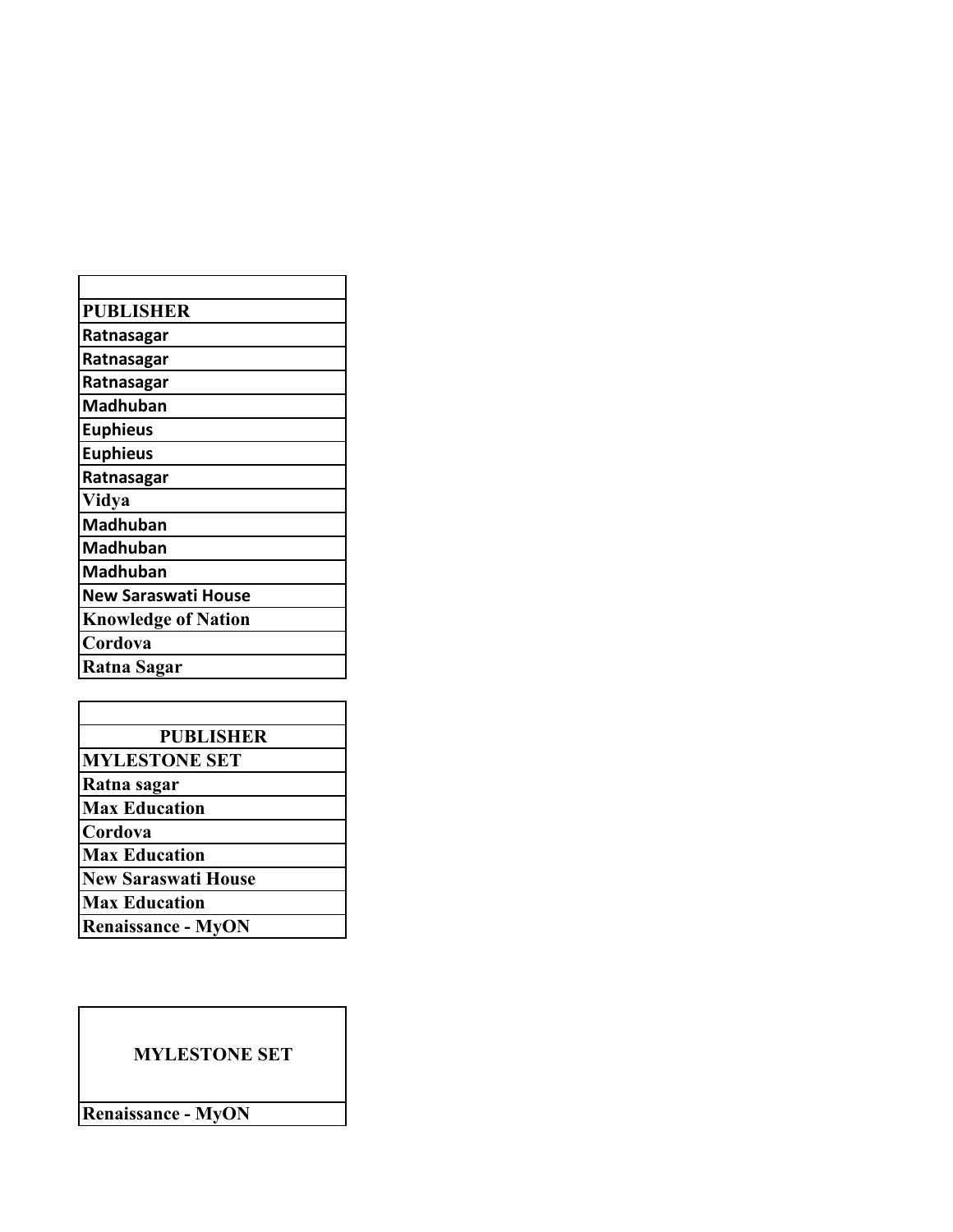| |
|---|
| **PUBLISHER** |
| **Ratnasagar** |
| **Ratnasagar** |
| **Ratnasagar** |
| **Madhuban** |
| **Euphieus** |
| **Euphieus** |
| **Ratnasagar** |
| **Vidya** |
| **Madhuban** |
| **Madhuban** |
| **Madhuban** |
| **New Saraswati House** |
| **Knowledge of Nation** |
| **Cordova** |
| **Ratna Sagar** |

| |
|---|
| **PUBLISHER** |
| **MYLESTONE SET** |
| **Ratna sagar** |
| **Max Education** |
| **Cordova** |
| **Max Education** |
| **New Saraswati House** |
| **Max Education** |
| **Renaissance - MyON** |

| |
|---|
| **MYLESTONE SET** |
| **Renaissance - MyON** |